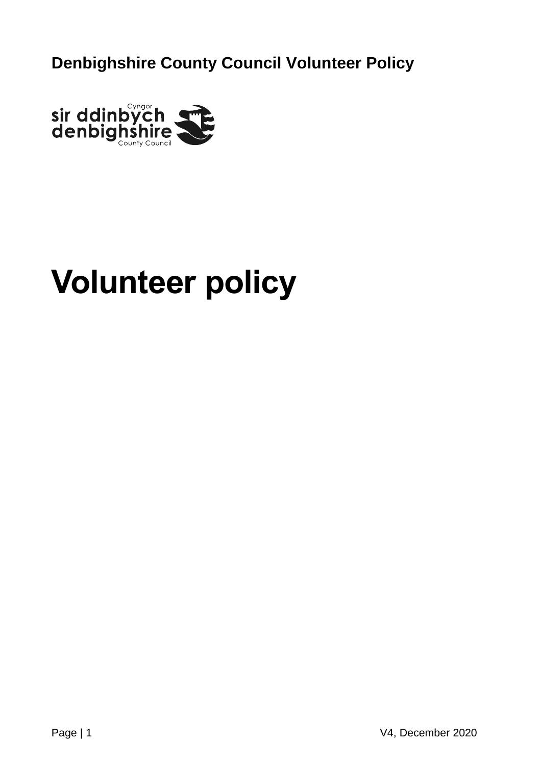**Denbighshire County Council Volunteer Policy**

# Volunteer policy

V4, December 2020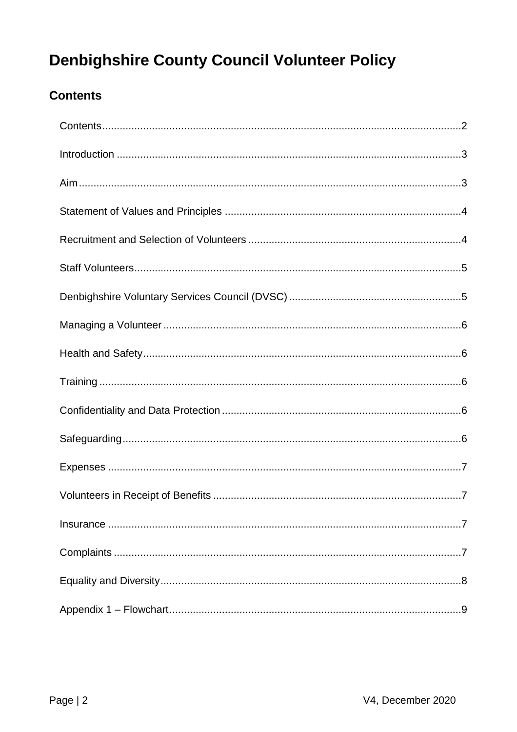# Denbighshire County Council Volunteer Policy

## Contents

Contents .......... 2

Introduction .......... 3

Aim .......... 3

Statement of Values and Principles .......... 4

Recruitment and Selection of Volunteers .......... 4

Staff Volunteers .......... 5

Denbighshire Voluntary Services Council (DVSC) .......... 5

Managing a Volunteer .......... 6

Health and Safety .......... 6

Training .......... 6

Confidentiality and Data Protection .......... 6

Safeguarding .......... 6

Expenses .......... 7

Volunteers in Receipt of Benefits .......... 7

Insurance .......... 7

Complaints .......... 7

Equality and Diversity .......... 8

Appendix 1 – Flowchart .......... 9

V4, December 2020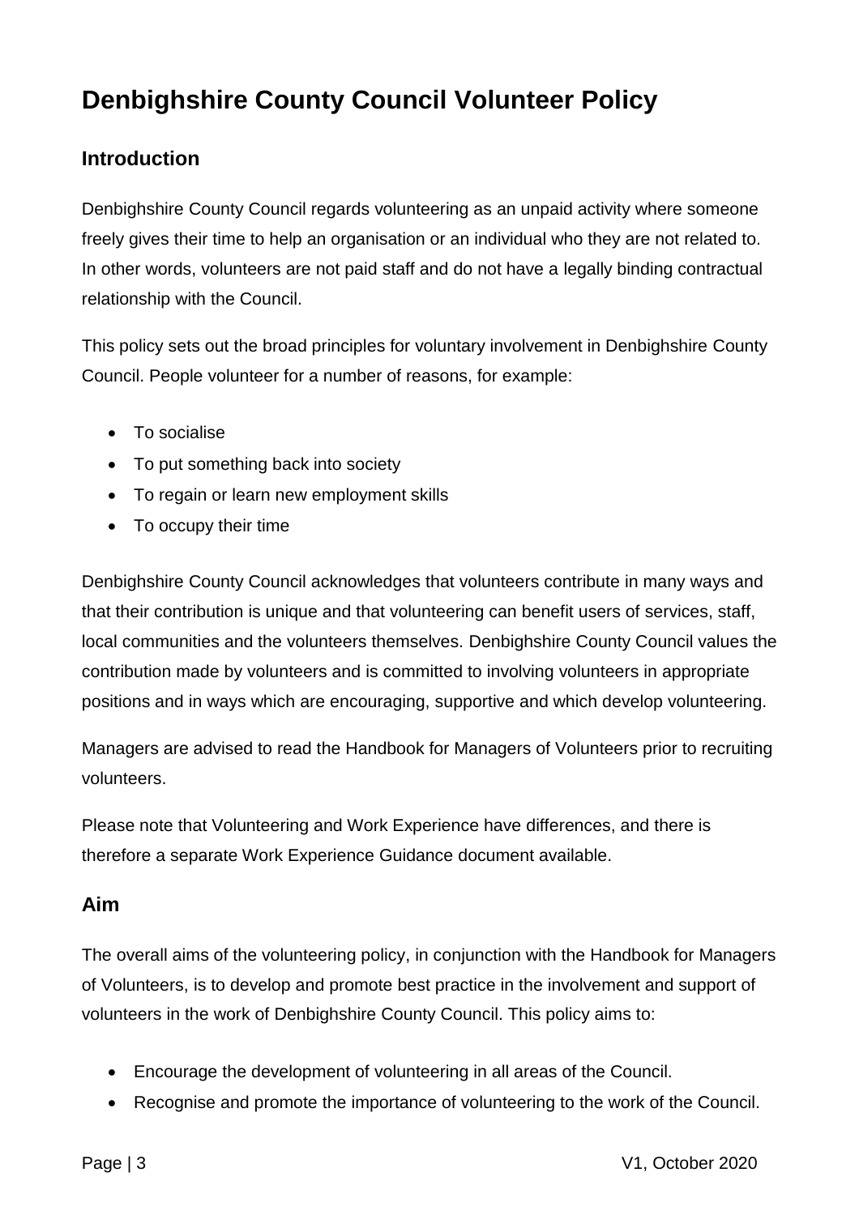# Denbighshire County Council Volunteer Policy

## Introduction

Denbighshire County Council regards volunteering as an unpaid activity where someone freely gives their time to help an organisation or an individual who they are not related to. In other words, volunteers are not paid staff and do not have a legally binding contractual relationship with the Council.

This policy sets out the broad principles for voluntary involvement in Denbighshire County Council. People volunteer for a number of reasons, for example:

- To socialise
- To put something back into society
- To regain or learn new employment skills
- To occupy their time

Denbighshire County Council acknowledges that volunteers contribute in many ways and that their contribution is unique and that volunteering can benefit users of services, staff, local communities and the volunteers themselves. Denbighshire County Council values the contribution made by volunteers and is committed to involving volunteers in appropriate positions and in ways which are encouraging, supportive and which develop volunteering.

Managers are advised to read the Handbook for Managers of Volunteers prior to recruiting volunteers.

Please note that Volunteering and Work Experience have differences, and there is therefore a separate Work Experience Guidance document available.

## Aim

The overall aims of the volunteering policy, in conjunction with the Handbook for Managers of Volunteers, is to develop and promote best practice in the involvement and support of volunteers in the work of Denbighshire County Council. This policy aims to:

- Encourage the development of volunteering in all areas of the Council.
- Recognise and promote the importance of volunteering to the work of the Council.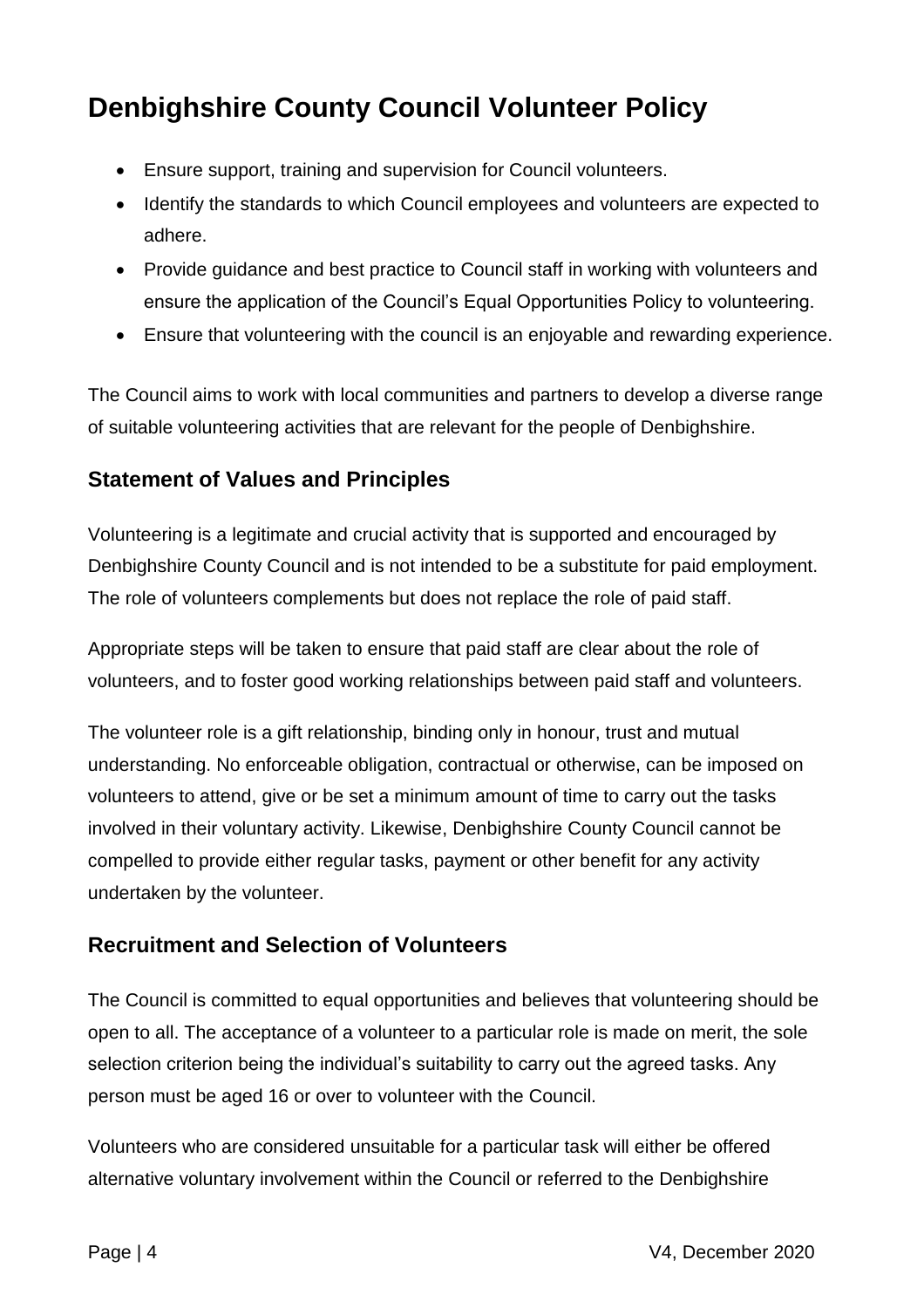# Denbighshire County Council Volunteer Policy

- Ensure support, training and supervision for Council volunteers.
- Identify the standards to which Council employees and volunteers are expected to adhere.
- Provide guidance and best practice to Council staff in working with volunteers and ensure the application of the Council's Equal Opportunities Policy to volunteering.
- Ensure that volunteering with the council is an enjoyable and rewarding experience.

The Council aims to work with local communities and partners to develop a diverse range of suitable volunteering activities that are relevant for the people of Denbighshire.

## Statement of Values and Principles

Volunteering is a legitimate and crucial activity that is supported and encouraged by Denbighshire County Council and is not intended to be a substitute for paid employment. The role of volunteers complements but does not replace the role of paid staff.

Appropriate steps will be taken to ensure that paid staff are clear about the role of volunteers, and to foster good working relationships between paid staff and volunteers.

The volunteer role is a gift relationship, binding only in honour, trust and mutual understanding. No enforceable obligation, contractual or otherwise, can be imposed on volunteers to attend, give or be set a minimum amount of time to carry out the tasks involved in their voluntary activity. Likewise, Denbighshire County Council cannot be compelled to provide either regular tasks, payment or other benefit for any activity undertaken by the volunteer.

## Recruitment and Selection of Volunteers

The Council is committed to equal opportunities and believes that volunteering should be open to all. The acceptance of a volunteer to a particular role is made on merit, the sole selection criterion being the individual's suitability to carry out the agreed tasks. Any person must be aged 16 or over to volunteer with the Council.

Volunteers who are considered unsuitable for a particular task will either be offered alternative voluntary involvement within the Council or referred to the Denbighshire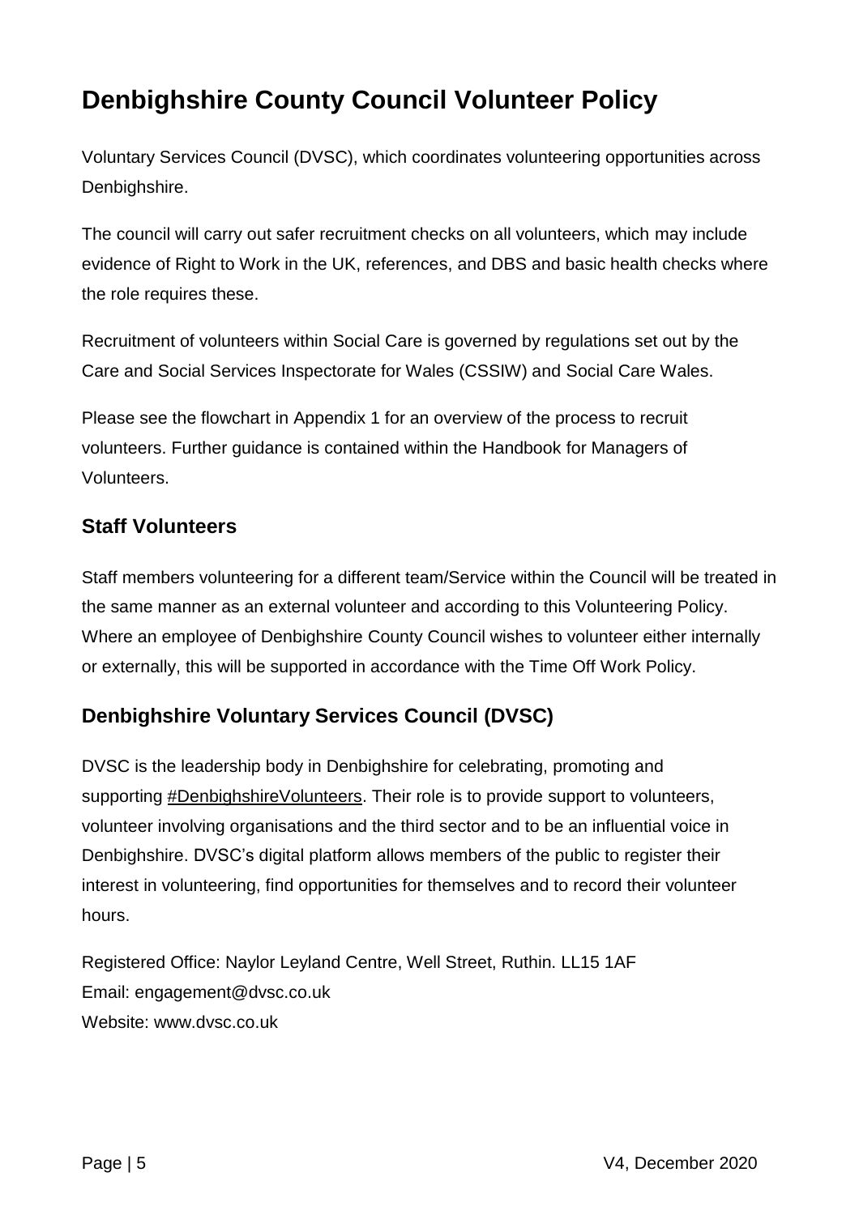# Denbighshire County Council Volunteer Policy

Voluntary Services Council (DVSC), which coordinates volunteering opportunities across Denbighshire.

The council will carry out safer recruitment checks on all volunteers, which may include evidence of Right to Work in the UK, references, and DBS and basic health checks where the role requires these.

Recruitment of volunteers within Social Care is governed by regulations set out by the Care and Social Services Inspectorate for Wales (CSSIW) and Social Care Wales.

Please see the flowchart in Appendix 1 for an overview of the process to recruit volunteers. Further guidance is contained within the Handbook for Managers of Volunteers.

## Staff Volunteers

Staff members volunteering for a different team/Service within the Council will be treated in the same manner as an external volunteer and according to this Volunteering Policy. Where an employee of Denbighshire County Council wishes to volunteer either internally or externally, this will be supported in accordance with the Time Off Work Policy.

## Denbighshire Voluntary Services Council (DVSC)

DVSC is the leadership body in Denbighshire for celebrating, promoting and supporting #DenbighshireVolunteers. Their role is to provide support to volunteers, volunteer involving organisations and the third sector and to be an influential voice in Denbighshire. DVSC's digital platform allows members of the public to register their interest in volunteering, find opportunities for themselves and to record their volunteer hours.

Registered Office: Naylor Leyland Centre, Well Street, Ruthin. LL15 1AF
Email: engagement@dvsc.co.uk
Website: www.dvsc.co.uk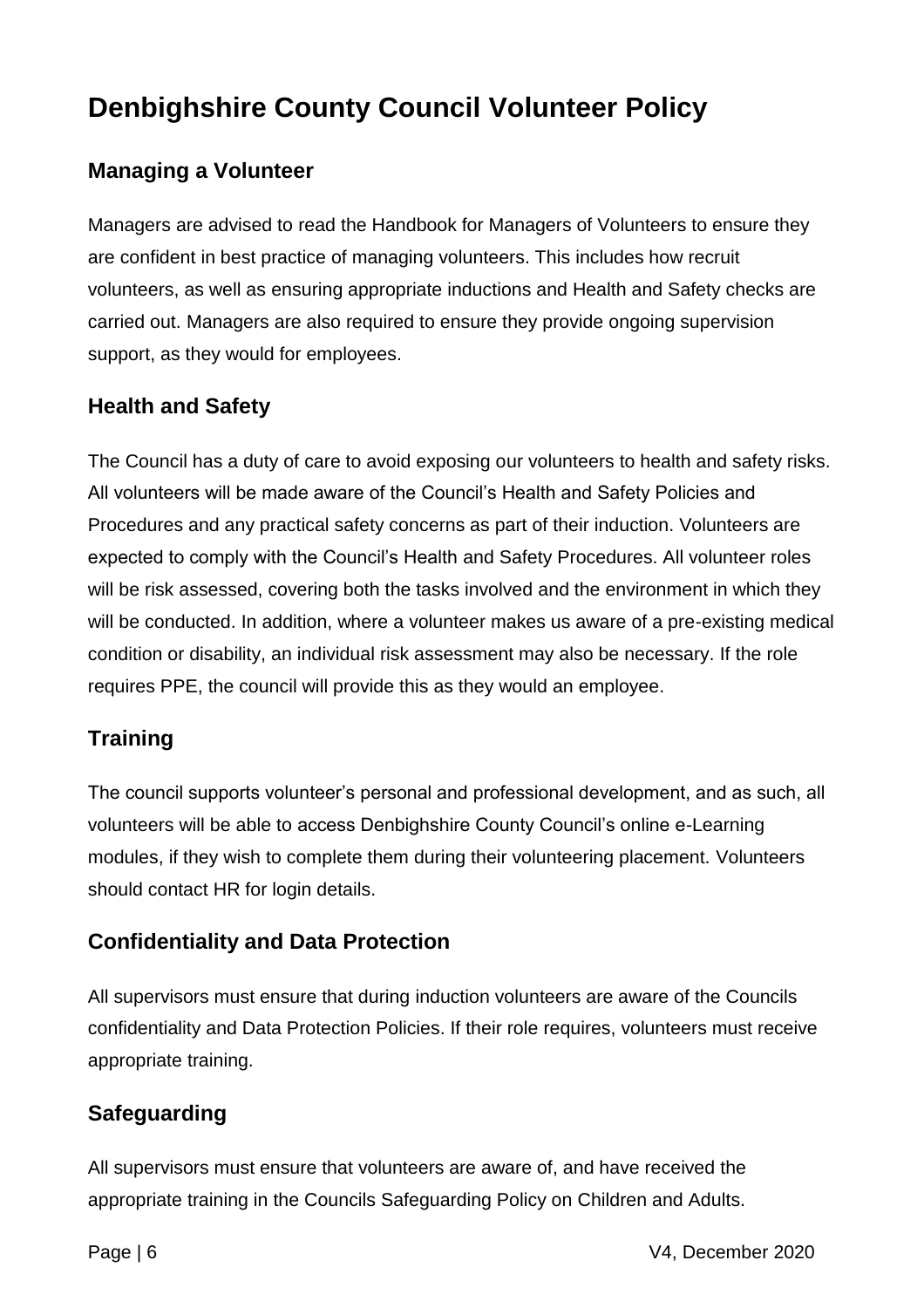# Denbighshire County Council Volunteer Policy

## Managing a Volunteer

Managers are advised to read the Handbook for Managers of Volunteers to ensure they are confident in best practice of managing volunteers. This includes how recruit volunteers, as well as ensuring appropriate inductions and Health and Safety checks are carried out. Managers are also required to ensure they provide ongoing supervision support, as they would for employees.

## Health and Safety

The Council has a duty of care to avoid exposing our volunteers to health and safety risks. All volunteers will be made aware of the Council's Health and Safety Policies and Procedures and any practical safety concerns as part of their induction. Volunteers are expected to comply with the Council's Health and Safety Procedures. All volunteer roles will be risk assessed, covering both the tasks involved and the environment in which they will be conducted. In addition, where a volunteer makes us aware of a pre-existing medical condition or disability, an individual risk assessment may also be necessary. If the role requires PPE, the council will provide this as they would an employee.

## Training

The council supports volunteer's personal and professional development, and as such, all volunteers will be able to access Denbighshire County Council's online e-Learning modules, if they wish to complete them during their volunteering placement. Volunteers should contact HR for login details.

## Confidentiality and Data Protection

All supervisors must ensure that during induction volunteers are aware of the Councils confidentiality and Data Protection Policies. If their role requires, volunteers must receive appropriate training.

## Safeguarding

All supervisors must ensure that volunteers are aware of, and have received the appropriate training in the Councils Safeguarding Policy on Children and Adults.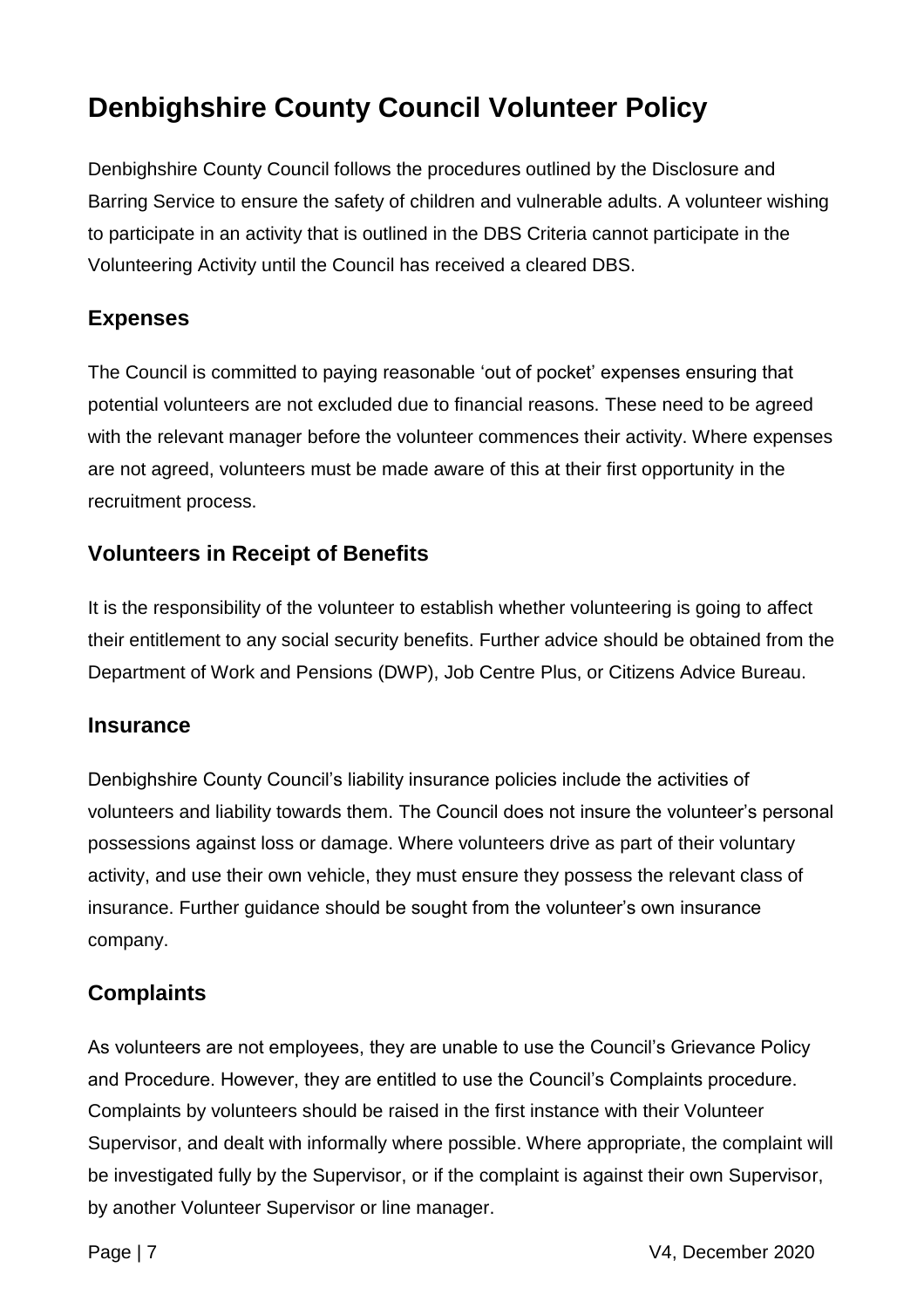# Denbighshire County Council Volunteer Policy

Denbighshire County Council follows the procedures outlined by the Disclosure and Barring Service to ensure the safety of children and vulnerable adults. A volunteer wishing to participate in an activity that is outlined in the DBS Criteria cannot participate in the Volunteering Activity until the Council has received a cleared DBS.

## Expenses

The Council is committed to paying reasonable 'out of pocket' expenses ensuring that potential volunteers are not excluded due to financial reasons. These need to be agreed with the relevant manager before the volunteer commences their activity. Where expenses are not agreed, volunteers must be made aware of this at their first opportunity in the recruitment process.

## Volunteers in Receipt of Benefits

It is the responsibility of the volunteer to establish whether volunteering is going to affect their entitlement to any social security benefits. Further advice should be obtained from the Department of Work and Pensions (DWP), Job Centre Plus, or Citizens Advice Bureau.

## Insurance

Denbighshire County Council's liability insurance policies include the activities of volunteers and liability towards them. The Council does not insure the volunteer's personal possessions against loss or damage. Where volunteers drive as part of their voluntary activity, and use their own vehicle, they must ensure they possess the relevant class of insurance. Further guidance should be sought from the volunteer's own insurance company.

## Complaints

As volunteers are not employees, they are unable to use the Council's Grievance Policy and Procedure. However, they are entitled to use the Council's Complaints procedure. Complaints by volunteers should be raised in the first instance with their Volunteer Supervisor, and dealt with informally where possible. Where appropriate, the complaint will be investigated fully by the Supervisor, or if the complaint is against their own Supervisor, by another Volunteer Supervisor or line manager.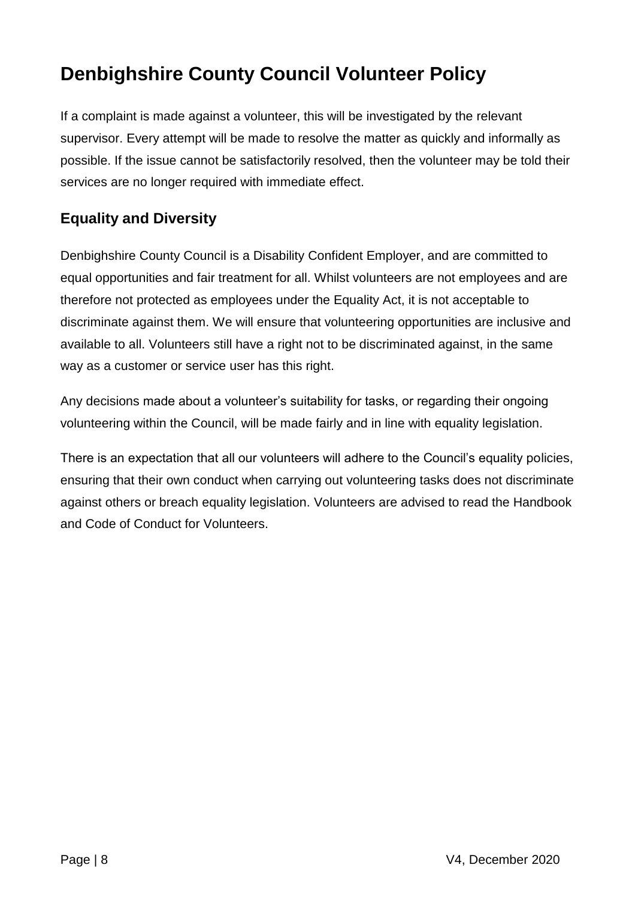# Denbighshire County Council Volunteer Policy

If a complaint is made against a volunteer, this will be investigated by the relevant supervisor. Every attempt will be made to resolve the matter as quickly and informally as possible. If the issue cannot be satisfactorily resolved, then the volunteer may be told their services are no longer required with immediate effect.

## Equality and Diversity

Denbighshire County Council is a Disability Confident Employer, and are committed to equal opportunities and fair treatment for all. Whilst volunteers are not employees and are therefore not protected as employees under the Equality Act, it is not acceptable to discriminate against them. We will ensure that volunteering opportunities are inclusive and available to all. Volunteers still have a right not to be discriminated against, in the same way as a customer or service user has this right.

Any decisions made about a volunteer's suitability for tasks, or regarding their ongoing volunteering within the Council, will be made fairly and in line with equality legislation.

There is an expectation that all our volunteers will adhere to the Council's equality policies, ensuring that their own conduct when carrying out volunteering tasks does not discriminate against others or breach equality legislation. Volunteers are advised to read the Handbook and Code of Conduct for Volunteers.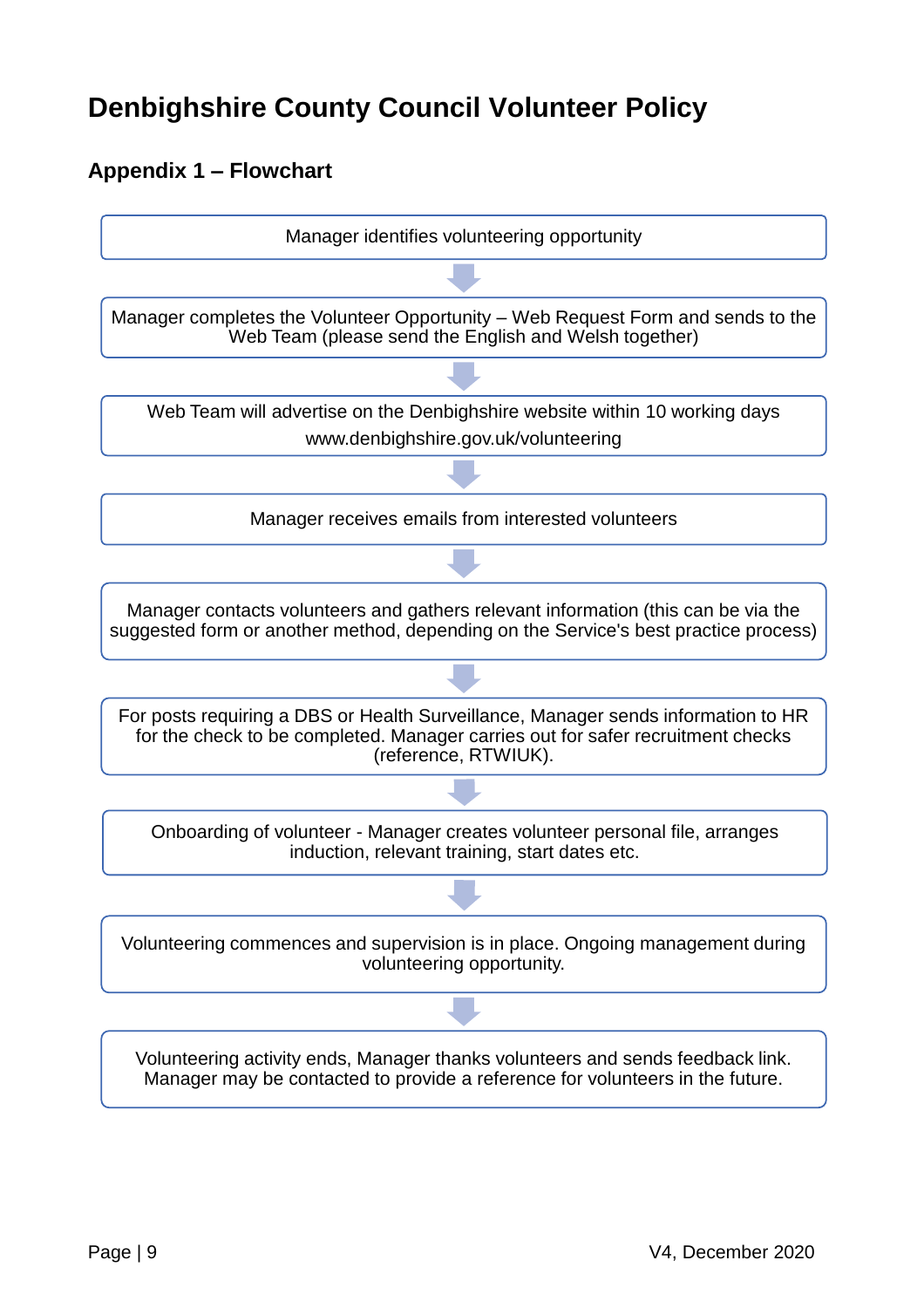# Denbighshire County Council Volunteer Policy

## Appendix 1 – Flowchart

Manager identifies volunteering opportunity

↓

Manager completes the Volunteer Opportunity – Web Request Form and sends to the Web Team (please send the English and Welsh together)

↓

Web Team will advertise on the Denbighshire website within 10 working days
www.denbighshire.gov.uk/volunteering

↓

Manager receives emails from interested volunteers

↓

Manager contacts volunteers and gathers relevant information (this can be via the suggested form or another method, depending on the Service's best practice process)

↓

For posts requiring a DBS or Health Surveillance, Manager sends information to HR for the check to be completed. Manager carries out for safer recruitment checks (reference, RTWIUK).

↓

Onboarding of volunteer - Manager creates volunteer personal file, arranges induction, relevant training, start dates etc.

↓

Volunteering commences and supervision is in place. Ongoing management during volunteering opportunity.

↓

Volunteering activity ends, Manager thanks volunteers and sends feedback link. Manager may be contacted to provide a reference for volunteers in the future.

V4, December 2020